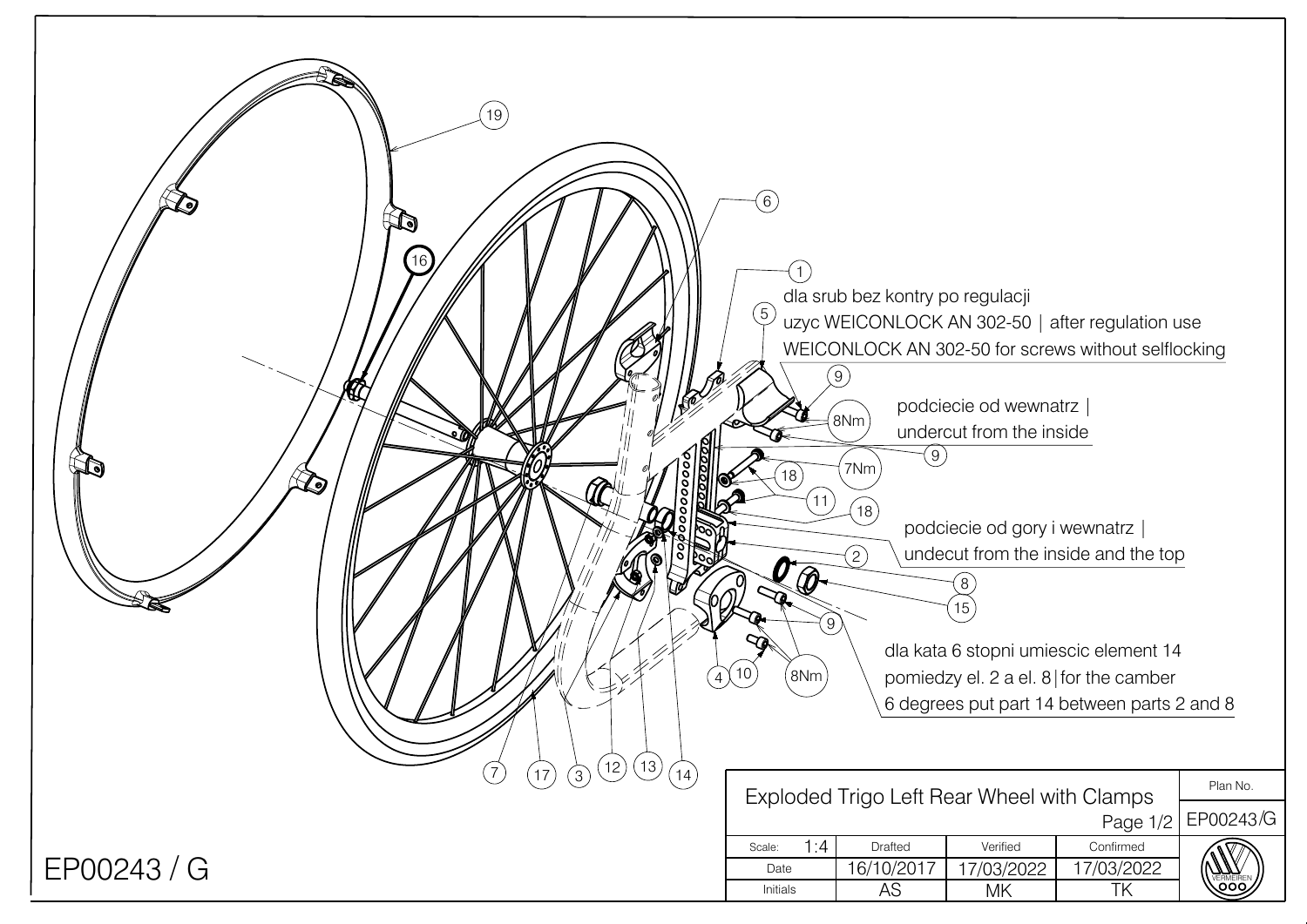dla srub bez kontry po regulacji
uzyc WEICONLOCK AN 302-50 | after regulation use
WEICONLOCK AN 302-50 for screws without selflocking

podciecie od wewnatrz |
undercut from the inside

podciecie od gory i wewnatrz |
undecut from the inside and the top

dla kata 6 stopni umiescic element 14
pomiedzy el. 2 a el. 8 | for the camber
6 degrees put part 14 between parts 2 and 8

19, 16, 6, 1, 5, 9, 8Nm, 9, 7Nm, 18, 11, 18, 2, 8, 15, 9, 4, 10, 8Nm, 7, 17, 3, 12, 13, 14

| Exploded Trigo Left Rear Wheel with Clamps | | | | Plan No. |
|---|---|---|---|---|
| Page 1/2 | | | | EP00243/G |
| Scale: 1:4 | Drafted | Verified | Confirmed | |
| Date | 16/10/2017 | 17/03/2022 | 17/03/2022 | |
| Initials | AS | MK | TK | VERMEIREN |

EP00243 / G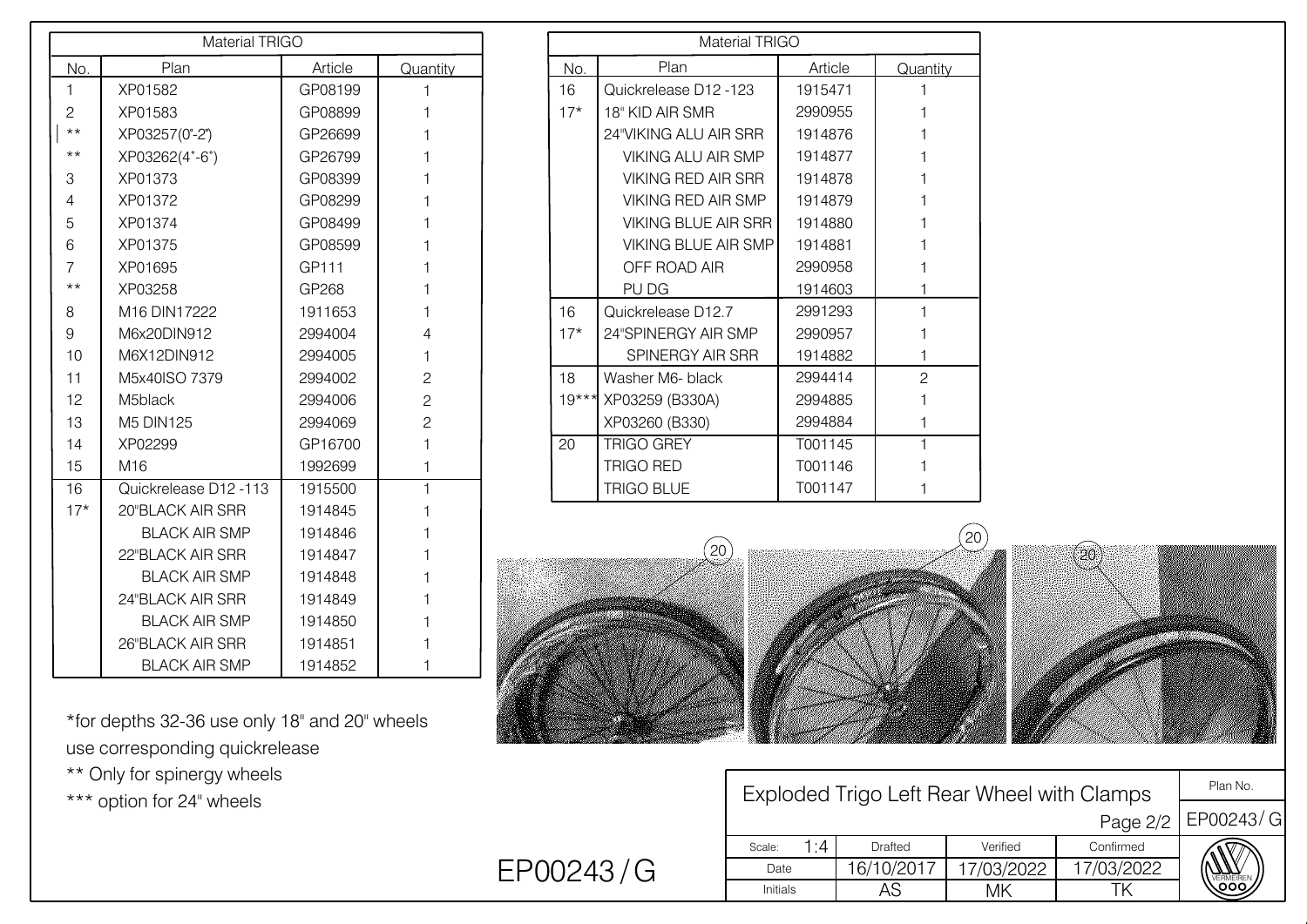| Material TRIGO | | | |
|---|---|---|---|
| No. | Plan | Article | Quantity |
| 1 | XP01582 | GP08199 | 1 |
| 2 | XP01583 | GP08899 | 1 |
| ** | XP03257(0°-2°) | GP26699 | 1 |
| ** | XP03262(4°-6°) | GP26799 | 1 |
| 3 | XP01373 | GP08399 | 1 |
| 4 | XP01372 | GP08299 | 1 |
| 5 | XP01374 | GP08499 | 1 |
| 6 | XP01375 | GP08599 | 1 |
| 7 | XP01695 | GP111 | 1 |
| ** | XP03258 | GP268 | 1 |
| 8 | M16 DIN17222 | 1911653 | 1 |
| 9 | M6x20DIN912 | 2994004 | 4 |
| 10 | M6X12DIN912 | 2994005 | 1 |
| 11 | M5x40ISO 7379 | 2994002 | 2 |
| 12 | M5black | 2994006 | 2 |
| 13 | M5 DIN125 | 2994069 | 2 |
| 14 | XP02299 | GP16700 | 1 |
| 15 | M16 | 1992699 | 1 |
| 16 | Quickrelease D12 -113 | 1915500 | 1 |
| 17* | 20"BLACK AIR SRR | 1914845 | 1 |
| | BLACK AIR SMP | 1914846 | 1 |
| | 22"BLACK AIR SRR | 1914847 | 1 |
| | BLACK AIR SMP | 1914848 | 1 |
| | 24"BLACK AIR SRR | 1914849 | 1 |
| | BLACK AIR SMP | 1914850 | 1 |
| | 26"BLACK AIR SRR | 1914851 | 1 |
| | BLACK AIR SMP | 1914852 | 1 |

| Material TRIGO | | | |
|---|---|---|---|
| No. | Plan | Article | Quantity |
| 16 | Quickrelease D12 -123 | 1915471 | 1 |
| 17* | 18" KID AIR SMR | 2990955 | 1 |
| | 24"VIKING ALU AIR SRR | 1914876 | 1 |
| | VIKING ALU AIR SMP | 1914877 | 1 |
| | VIKING RED AIR SRR | 1914878 | 1 |
| | VIKING RED AIR SMP | 1914879 | 1 |
| | VIKING BLUE AIR SRR | 1914880 | 1 |
| | VIKING BLUE AIR SMP | 1914881 | 1 |
| | OFF ROAD AIR | 2990958 | 1 |
| | PU DG | 1914603 | 1 |
| 16 | Quickrelease D12.7 | 2991293 | 1 |
| 17* | 24"SPINERGY AIR SMP | 2990957 | 1 |
| | SPINERGY AIR SRR | 1914882 | 1 |
| 18 | Washer M6- black | 2994414 | 2 |
| 19*** | XP03259 (B330A) | 2994885 | 1 |
| | XP03260 (B330) | 2994884 | 1 |
| 20 | TRIGO GREY | T001145 | 1 |
| | TRIGO RED | T001146 | 1 |
| | TRIGO BLUE | T001147 | 1 |

20

20

20

*for depths 32-36 use only 18" and 20" wheels
use corresponding quickrelease

** Only for spinergy wheels

*** option for 24" wheels

| Exploded Trigo Left Rear Wheel with Clamps | | | | Plan No. |
|---|---|---|---|---|
| Page 2/2 | | | | EP00243/ G |
| Scale: 1:4 | Drafted | Verified | Confirmed | |
| Date | 16/10/2017 | 17/03/2022 | 17/03/2022 | |
| Initials | AS | MK | TK | VERMEIREN |

EP00243 / G